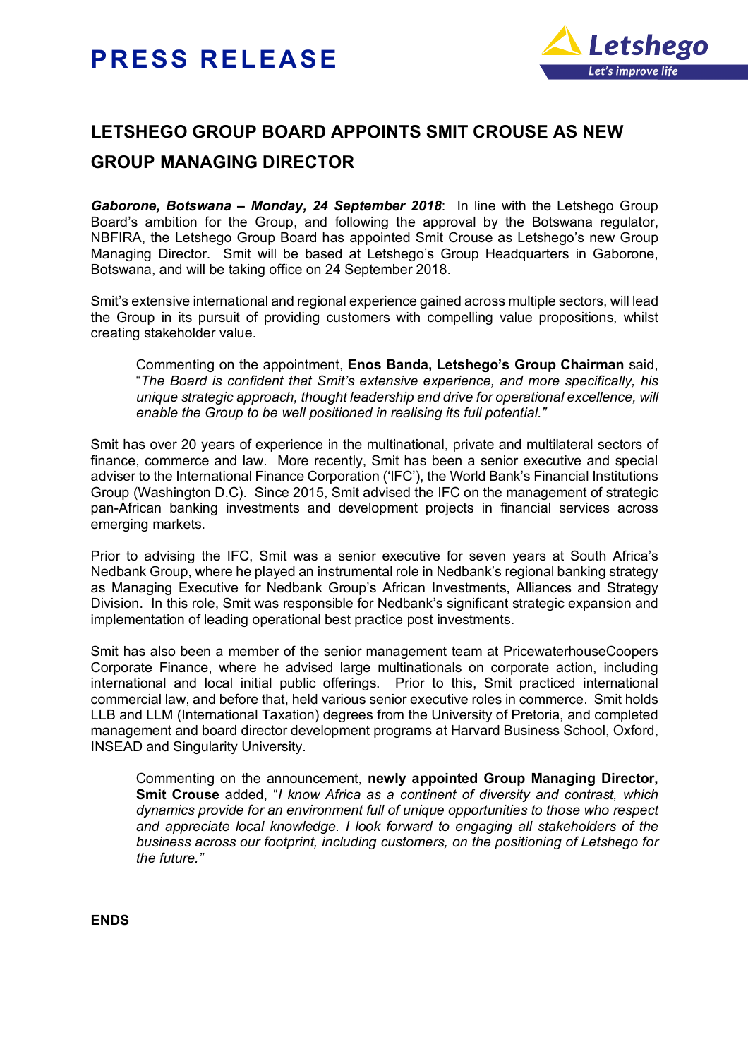# PRESS RELEASE

## LETSHEGO GROUP BOARD APPOINTS SMIT CROUSE AS NEW GROUP MANAGING DIRECTOR

***Gaborone, Botswana – Monday, 24 September 2018***: In line with the Letshego Group Board's ambition for the Group, and following the approval by the Botswana regulator, NBFIRA, the Letshego Group Board has appointed Smit Crouse as Letshego's new Group Managing Director. Smit will be based at Letshego's Group Headquarters in Gaborone, Botswana, and will be taking office on 24 September 2018.

Smit's extensive international and regional experience gained across multiple sectors, will lead the Group in its pursuit of providing customers with compelling value propositions, whilst creating stakeholder value.

> Commenting on the appointment, **Enos Banda, Letshego's Group Chairman** said, "*The Board is confident that Smit's extensive experience, and more specifically, his unique strategic approach, thought leadership and drive for operational excellence, will enable the Group to be well positioned in realising its full potential.*"

Smit has over 20 years of experience in the multinational, private and multilateral sectors of finance, commerce and law. More recently, Smit has been a senior executive and special adviser to the International Finance Corporation ('IFC'), the World Bank's Financial Institutions Group (Washington D.C). Since 2015, Smit advised the IFC on the management of strategic pan-African banking investments and development projects in financial services across emerging markets.

Prior to advising the IFC, Smit was a senior executive for seven years at South Africa's Nedbank Group, where he played an instrumental role in Nedbank's regional banking strategy as Managing Executive for Nedbank Group's African Investments, Alliances and Strategy Division. In this role, Smit was responsible for Nedbank's significant strategic expansion and implementation of leading operational best practice post investments.

Smit has also been a member of the senior management team at PricewaterhouseCoopers Corporate Finance, where he advised large multinationals on corporate action, including international and local initial public offerings. Prior to this, Smit practiced international commercial law, and before that, held various senior executive roles in commerce. Smit holds LLB and LLM (International Taxation) degrees from the University of Pretoria, and completed management and board director development programs at Harvard Business School, Oxford, INSEAD and Singularity University.

> Commenting on the announcement, **newly appointed Group Managing Director, Smit Crouse** added, "*I know Africa as a continent of diversity and contrast, which dynamics provide for an environment full of unique opportunities to those who respect and appreciate local knowledge. I look forward to engaging all stakeholders of the business across our footprint, including customers, on the positioning of Letshego for the future.*"

**ENDS**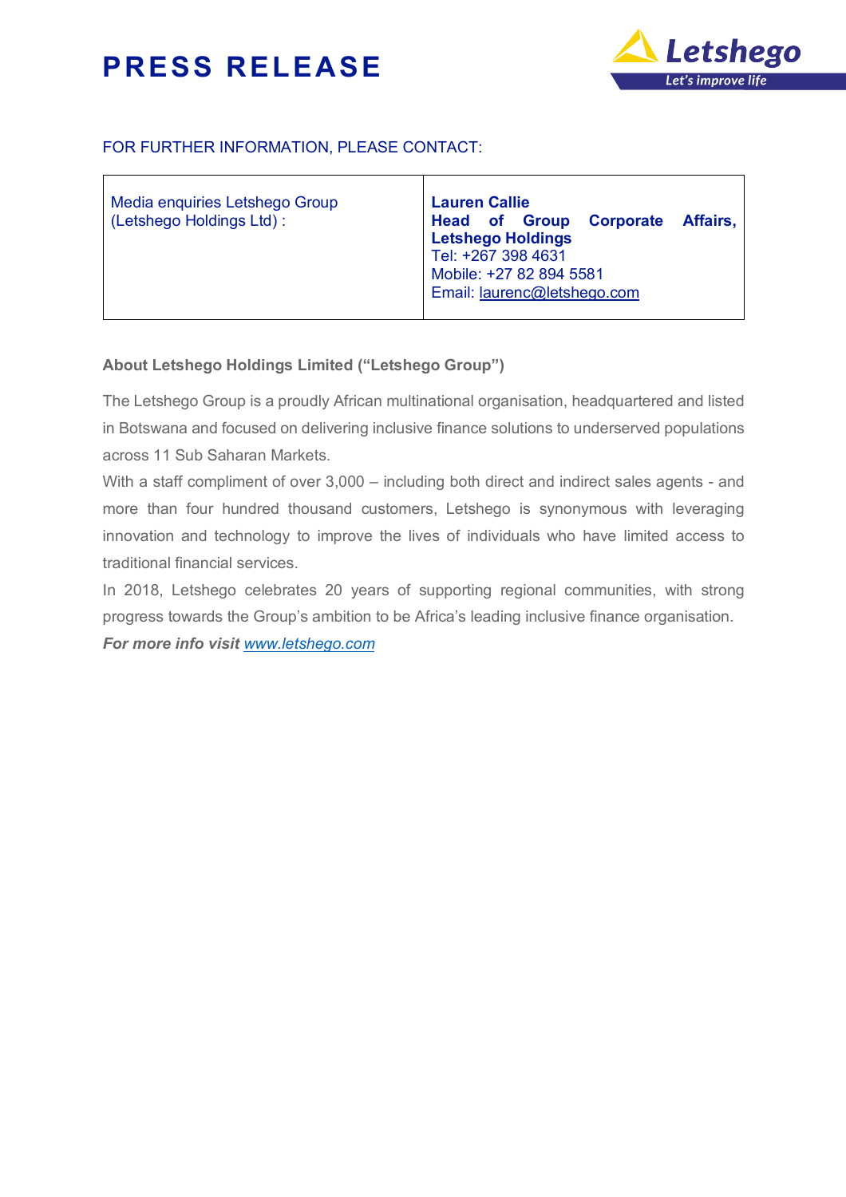# PRESS RELEASE

FOR FURTHER INFORMATION, PLEASE CONTACT:

| | |
|---|---|
| Media enquiries Letshego Group (Letshego Holdings Ltd) : | **Lauren Callie**<br>**Head of Group Corporate Affairs, Letshego Holdings**<br>Tel: +267 398 4631<br>Mobile: +27 82 894 5581<br>Email: laurenc@letshego.com |

**About Letshego Holdings Limited ("Letshego Group")**

The Letshego Group is a proudly African multinational organisation, headquartered and listed in Botswana and focused on delivering inclusive finance solutions to underserved populations across 11 Sub Saharan Markets.

With a staff compliment of over 3,000 – including both direct and indirect sales agents - and more than four hundred thousand customers, Letshego is synonymous with leveraging innovation and technology to improve the lives of individuals who have limited access to traditional financial services.

In 2018, Letshego celebrates 20 years of supporting regional communities, with strong progress towards the Group's ambition to be Africa's leading inclusive finance organisation.

***For more info visit*** *www.letshego.com*